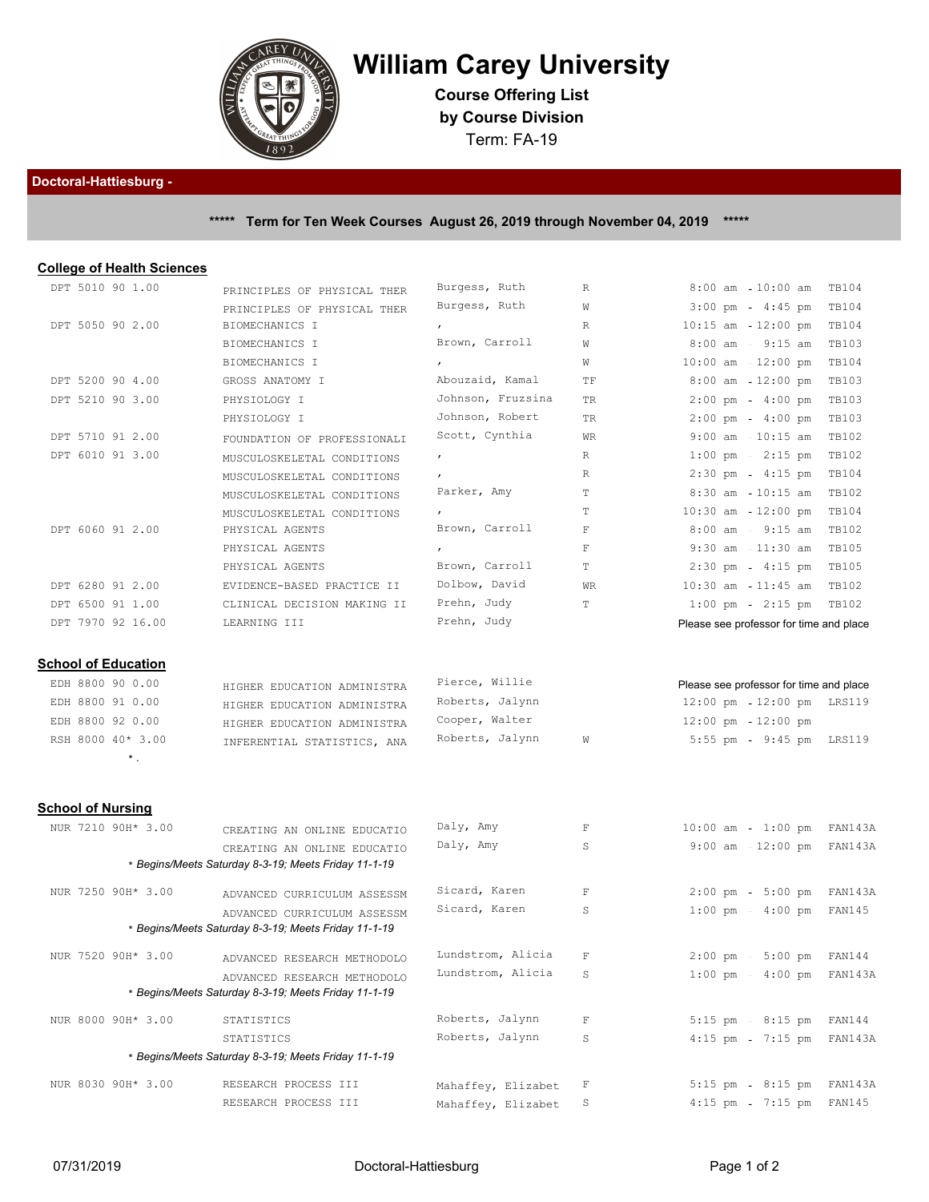# William Carey University

**Course Offering List**
**by Course Division**
Term: FA-19

## Doctoral-Hattiesburg -

**\*\*\*\*\* Term for Ten Week Courses August 26, 2019 through November 04, 2019 \*\*\*\*\***

### College of Health Sciences

| Course | Title | Instructor | Days | Time | Room |
|---|---|---|---|---|---|
| DPT 5010 90 1.00 | PRINCIPLES OF PHYSICAL THER | Burgess, Ruth | R | 8:00 am - 10:00 am | TB104 |
| | PRINCIPLES OF PHYSICAL THER | Burgess, Ruth | W | 3:00 pm - 4:45 pm | TB104 |
| DPT 5050 90 2.00 | BIOMECHANICS I | , | R | 10:15 am - 12:00 pm | TB104 |
| | BIOMECHANICS I | Brown, Carroll | W | 8:00 am - 9:15 am | TB103 |
| | BIOMECHANICS I | , | W | 10:00 am - 12:00 pm | TB104 |
| DPT 5200 90 4.00 | GROSS ANATOMY I | Abouzaid, Kamal | TF | 8:00 am - 12:00 pm | TB103 |
| DPT 5210 90 3.00 | PHYSIOLOGY I | Johnson, Fruzsina | TR | 2:00 pm - 4:00 pm | TB103 |
| | PHYSIOLOGY I | Johnson, Robert | TR | 2:00 pm - 4:00 pm | TB103 |
| DPT 5710 91 2.00 | FOUNDATION OF PROFESSIONALI | Scott, Cynthia | WR | 9:00 am - 10:15 am | TB102 |
| DPT 6010 91 3.00 | MUSCULOSKELETAL CONDITIONS | , | R | 1:00 pm - 2:15 pm | TB102 |
| | MUSCULOSKELETAL CONDITIONS | , | R | 2:30 pm - 4:15 pm | TB104 |
| | MUSCULOSKELETAL CONDITIONS | Parker, Amy | T | 8:30 am - 10:15 am | TB102 |
| | MUSCULOSKELETAL CONDITIONS | , | T | 10:30 am - 12:00 pm | TB104 |
| DPT 6060 91 2.00 | PHYSICAL AGENTS | Brown, Carroll | F | 8:00 am - 9:15 am | TB102 |
| | PHYSICAL AGENTS | , | F | 9:30 am - 11:30 am | TB105 |
| | PHYSICAL AGENTS | Brown, Carroll | T | 2:30 pm - 4:15 pm | TB105 |
| DPT 6280 91 2.00 | EVIDENCE-BASED PRACTICE II | Dolbow, David | WR | 10:30 am - 11:45 am | TB102 |
| DPT 6500 91 1.00 | CLINICAL DECISION MAKING II | Prehn, Judy | T | 1:00 pm - 2:15 pm | TB102 |
| DPT 7970 92 16.00 | LEARNING III | Prehn, Judy | | Please see professor for time and place | |

### School of Education

| Course | Title | Instructor | Days | Time | Room |
|---|---|---|---|---|---|
| EDH 8800 90 0.00 | HIGHER EDUCATION ADMINISTRA | Pierce, Willie | | Please see professor for time and place | |
| EDH 8800 91 0.00 | HIGHER EDUCATION ADMINISTRA | Roberts, Jalynn | | 12:00 pm - 12:00 pm | LRS119 |
| EDH 8800 92 0.00 | HIGHER EDUCATION ADMINISTRA | Cooper, Walter | | 12:00 pm - 12:00 pm | |
| RSH 8000 40* 3.00 | INFERENTIAL STATISTICS, ANA | Roberts, Jalynn | W | 5:55 pm - 9:45 pm | LRS119 |

*.

### School of Nursing

| Course | Title | Instructor | Days | Time | Room |
|---|---|---|---|---|---|
| NUR 7210 90H* 3.00 | CREATING AN ONLINE EDUCATIO | Daly, Amy | F | 10:00 am - 1:00 pm | FAN143A |
| | CREATING AN ONLINE EDUCATIO | Daly, Amy | S | 9:00 am - 12:00 pm | FAN143A |
| | *\* Begins/Meets Saturday 8-3-19; Meets Friday 11-1-19* | | | | |
| NUR 7250 90H* 3.00 | ADVANCED CURRICULUM ASSESSM | Sicard, Karen | F | 2:00 pm - 5:00 pm | FAN143A |
| | ADVANCED CURRICULUM ASSESSM | Sicard, Karen | S | 1:00 pm - 4:00 pm | FAN145 |
| | *\* Begins/Meets Saturday 8-3-19; Meets Friday 11-1-19* | | | | |
| NUR 7520 90H* 3.00 | ADVANCED RESEARCH METHODOLO | Lundstrom, Alicia | F | 2:00 pm - 5:00 pm | FAN144 |
| | ADVANCED RESEARCH METHODOLO | Lundstrom, Alicia | S | 1:00 pm - 4:00 pm | FAN143A |
| | *\* Begins/Meets Saturday 8-3-19; Meets Friday 11-1-19* | | | | |
| NUR 8000 90H* 3.00 | STATISTICS | Roberts, Jalynn | F | 5:15 pm - 8:15 pm | FAN144 |
| | STATISTICS | Roberts, Jalynn | S | 4:15 pm - 7:15 pm | FAN143A |
| | *\* Begins/Meets Saturday 8-3-19; Meets Friday 11-1-19* | | | | |
| NUR 8030 90H* 3.00 | RESEARCH PROCESS III | Mahaffey, Elizabet | F | 5:15 pm - 8:15 pm | FAN143A |
| | RESEARCH PROCESS III | Mahaffey, Elizabet | S | 4:15 pm - 7:15 pm | FAN145 |

07/31/2019 Doctoral-Hattiesburg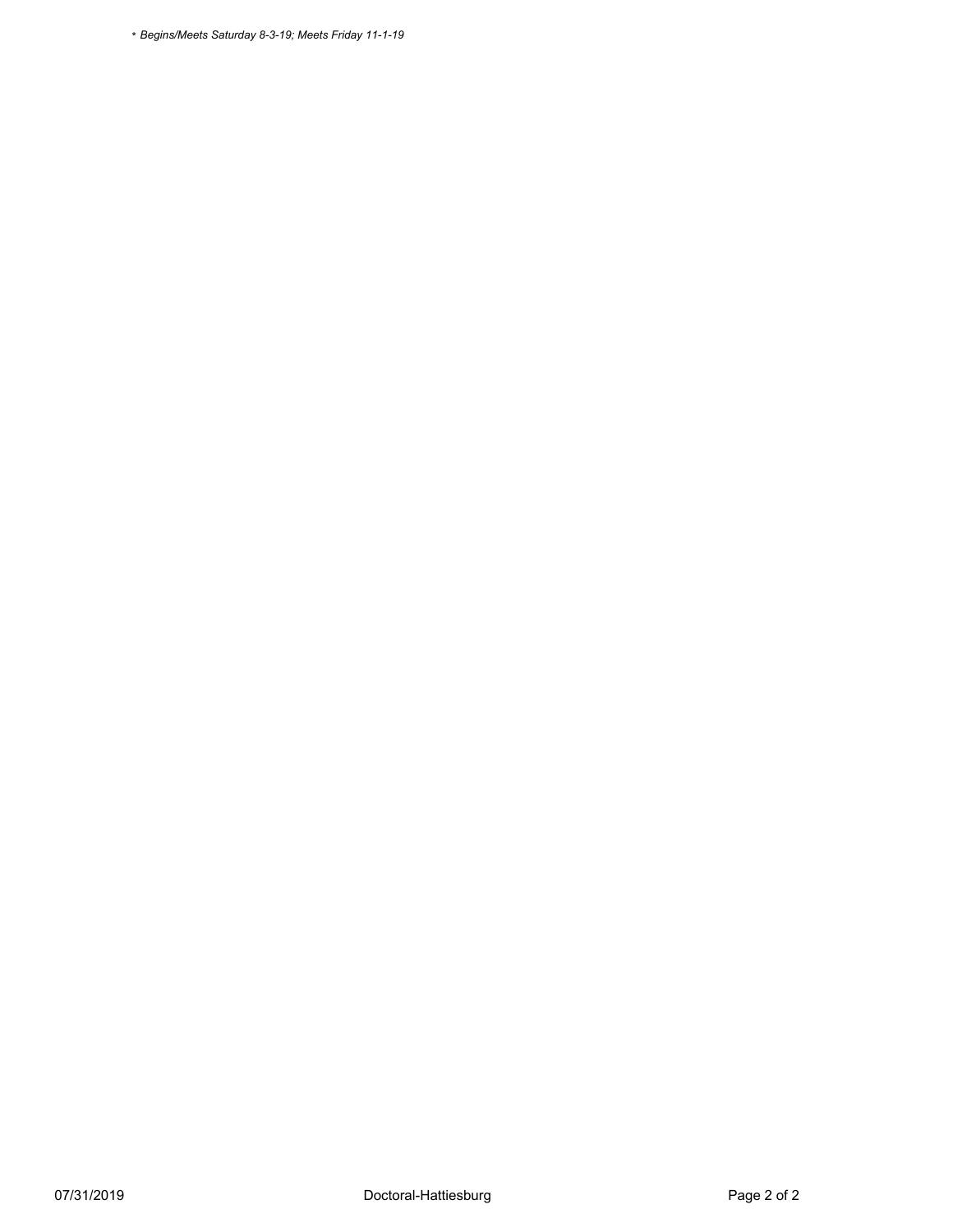* *Begins/Meets Saturday 8-3-19; Meets Friday 11-1-19*